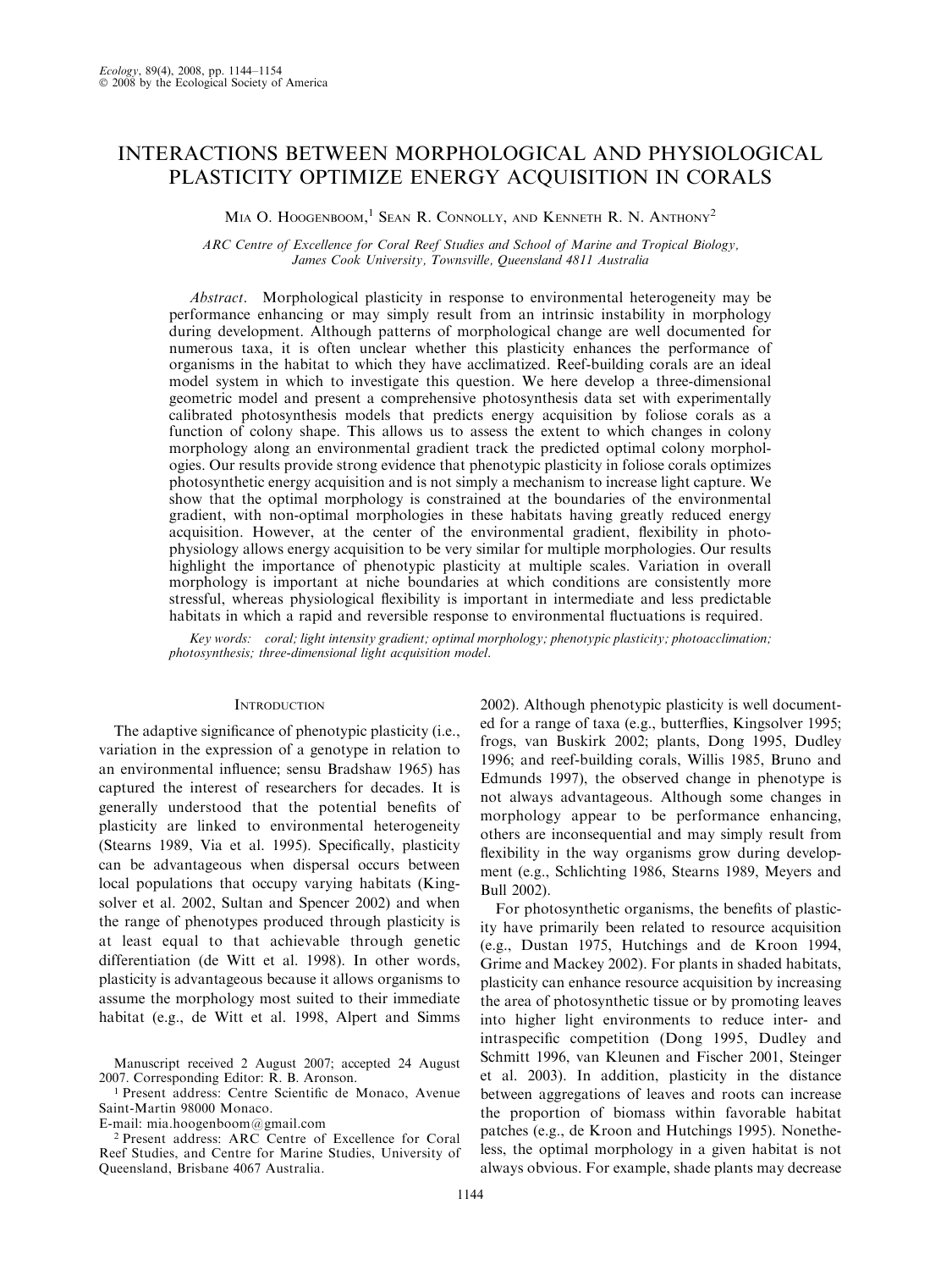# INTERACTIONS BETWEEN MORPHOLOGICAL AND PHYSIOLOGICAL PLASTICITY OPTIMIZE ENERGY ACQUISITION IN CORALS

Mia O. Hoogenboom,[1] Sean R. Connolly, and Kenneth R. N. Anthony[2]

*ARC Centre of Excellence for Coral Reef Studies and School of Marine and Tropical Biology, James Cook University, Townsville, Queensland 4811 Australia*

*Abstract*. Morphological plasticity in response to environmental heterogeneity may be performance enhancing or may simply result from an intrinsic instability in morphology during development. Although patterns of morphological change are well documented for numerous taxa, it is often unclear whether this plasticity enhances the performance of organisms in the habitat to which they have acclimatized. Reef-building corals are an ideal model system in which to investigate this question. We here develop a three-dimensional geometric model and present a comprehensive photosynthesis data set with experimentally calibrated photosynthesis models that predicts energy acquisition by foliose corals as a function of colony shape. This allows us to assess the extent to which changes in colony morphology along an environmental gradient track the predicted optimal colony morphologies. Our results provide strong evidence that phenotypic plasticity in foliose corals optimizes photosynthetic energy acquisition and is not simply a mechanism to increase light capture. We show that the optimal morphology is constrained at the boundaries of the environmental gradient, with non-optimal morphologies in these habitats having greatly reduced energy acquisition. However, at the center of the environmental gradient, flexibility in photophysiology allows energy acquisition to be very similar for multiple morphologies. Our results highlight the importance of phenotypic plasticity at multiple scales. Variation in overall morphology is important at niche boundaries at which conditions are consistently more stressful, whereas physiological flexibility is important in intermediate and less predictable habitats in which a rapid and reversible response to environmental fluctuations is required.

*Key words:* coral; light intensity gradient; optimal morphology; phenotypic plasticity; photoacclimation; photosynthesis; three-dimensional light acquisition model.

## Introduction

The adaptive significance of phenotypic plasticity (i.e., variation in the expression of a genotype in relation to an environmental influence; sensu Bradshaw 1965) has captured the interest of researchers for decades. It is generally understood that the potential benefits of plasticity are linked to environmental heterogeneity (Stearns 1989, Via et al. 1995). Specifically, plasticity can be advantageous when dispersal occurs between local populations that occupy varying habitats (Kingsolver et al. 2002, Sultan and Spencer 2002) and when the range of phenotypes produced through plasticity is at least equal to that achievable through genetic differentiation (de Witt et al. 1998). In other words, plasticity is advantageous because it allows organisms to assume the morphology most suited to their immediate habitat (e.g., de Witt et al. 1998, Alpert and Simms 2002). Although phenotypic plasticity is well documented for a range of taxa (e.g., butterflies, Kingsolver 1995; frogs, van Buskirk 2002; plants, Dong 1995, Dudley 1996; and reef-building corals, Willis 1985, Bruno and Edmunds 1997), the observed change in phenotype is not always advantageous. Although some changes in morphology appear to be performance enhancing, others are inconsequential and may simply result from flexibility in the way organisms grow during development (e.g., Schlichting 1986, Stearns 1989, Meyers and Bull 2002).

For photosynthetic organisms, the benefits of plasticity have primarily been related to resource acquisition (e.g., Dustan 1975, Hutchings and de Kroon 1994, Grime and Mackey 2002). For plants in shaded habitats, plasticity can enhance resource acquisition by increasing the area of photosynthetic tissue or by promoting leaves into higher light environments to reduce inter- and intraspecific competition (Dong 1995, Dudley and Schmitt 1996, van Kleunen and Fischer 2001, Steinger et al. 2003). In addition, plasticity in the distance between aggregations of leaves and roots can increase the proportion of biomass within favorable habitat patches (e.g., de Kroon and Hutchings 1995). Nonetheless, the optimal morphology in a given habitat is not always obvious. For example, shade plants may decrease

Manuscript received 2 August 2007; accepted 24 August 2007. Corresponding Editor: R. B. Aronson.

[1] Present address: Centre Scientifique de Monaco, Avenue Saint-Martin 98000 Monaco.
E-mail: mia.hoogenboom@gmail.com

[2] Present address: ARC Centre of Excellence for Coral Reef Studies, and Centre for Marine Studies, University of Queensland, Brisbane 4067 Australia.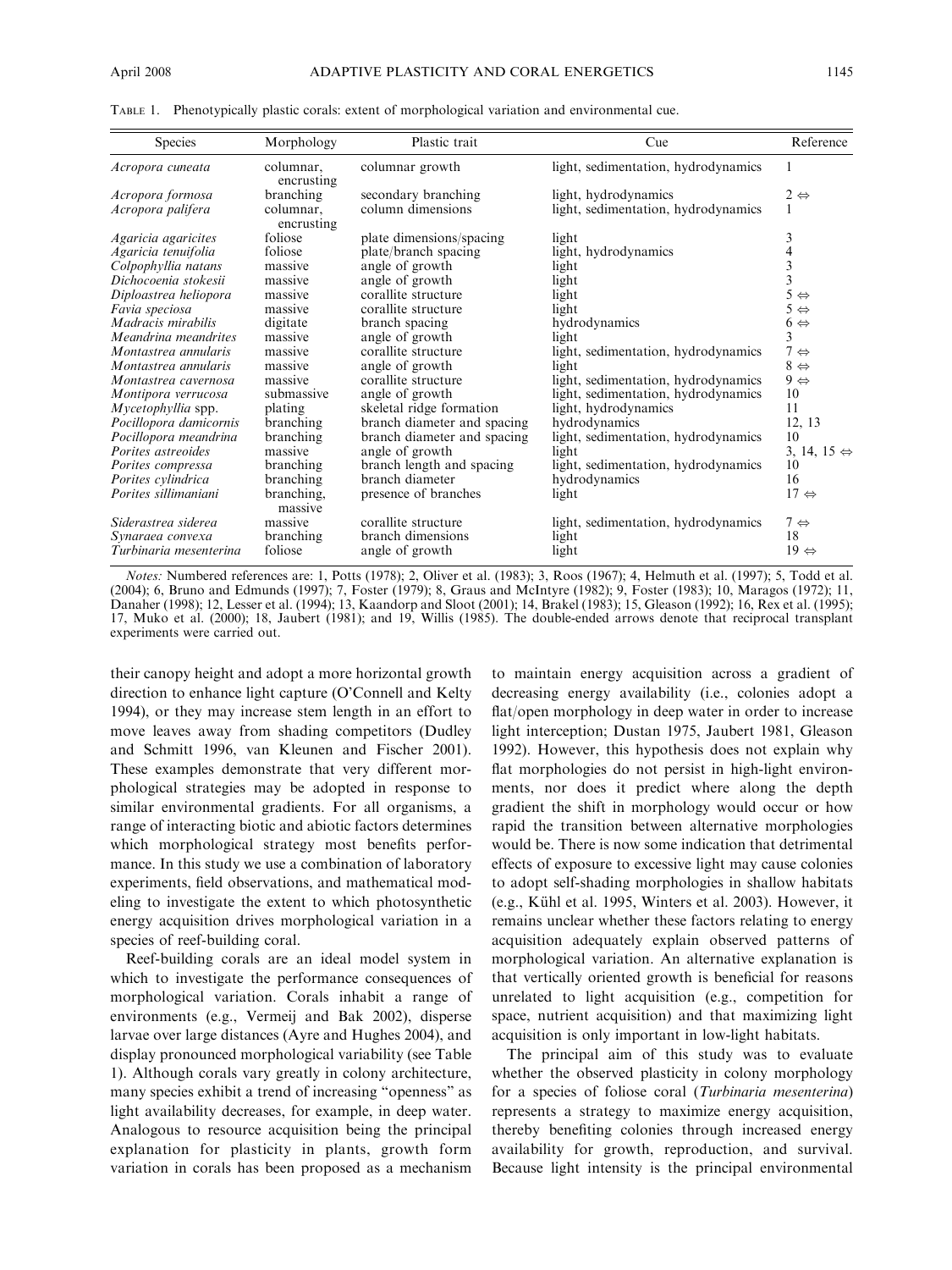TABLE 1. Phenotypically plastic corals: extent of morphological variation and environmental cue.

| Species | Morphology | Plastic trait | Cue | Reference |
|---|---|---|---|---|
| *Acropora cuneata* | columnar, encrusting | columnar growth | light, sedimentation, hydrodynamics | 1 |
| *Acropora formosa* | branching | secondary branching | light, hydrodynamics | 2 ⇔ |
| *Acropora palifera* | columnar, encrusting | column dimensions | light, sedimentation, hydrodynamics | 1 |
| *Agaricia agaricites* | foliose | plate dimensions/spacing | light | 3 |
| *Agaricia tenuifolia* | foliose | plate/branch spacing | light, hydrodynamics | 4 |
| *Colpophyllia natans* | massive | angle of growth | light | 3 |
| *Dichocoenia stokesii* | massive | angle of growth | light | 3 |
| *Diploastrea heliopora* | massive | corallite structure | light | 5 ⇔ |
| *Favia speciosa* | massive | corallite structure | light | 5 ⇔ |
| *Madracis mirabilis* | digitate | branch spacing | hydrodynamics | 6 ⇔ |
| *Meandrina meandrites* | massive | angle of growth | light | 3 |
| *Montastrea annularis* | massive | corallite structure | light, sedimentation, hydrodynamics | 7 ⇔ |
| *Montastrea annularis* | massive | angle of growth | light | 8 ⇔ |
| *Montastrea cavernosa* | massive | corallite structure | light, sedimentation, hydrodynamics | 9 ⇔ |
| *Montipora verrucosa* | submassive | angle of growth | light, sedimentation, hydrodynamics | 10 |
| *Mycetophyllia* spp. | plating | skeletal ridge formation | light, hydrodynamics | 11 |
| *Pocillopora damicornis* | branching | branch diameter and spacing | hydrodynamics | 12, 13 |
| *Pocillopora meandrina* | branching | branch diameter and spacing | light, sedimentation, hydrodynamics | 10 |
| *Porites astreoides* | massive | angle of growth | light | 3, 14, 15 ⇔ |
| *Porites compressa* | branching | branch length and spacing | light, sedimentation, hydrodynamics | 10 |
| *Porites cylindrica* | branching | branch diameter | hydrodynamics | 16 |
| *Porites sillimaniani* | branching, massive | presence of branches | light | 17 ⇔ |
| *Siderastrea siderea* | massive | corallite structure | light, sedimentation, hydrodynamics | 7 ⇔ |
| *Synaraea convexa* | branching | branch dimensions | light | 18 |
| *Turbinaria mesenterina* | foliose | angle of growth | light | 19 ⇔ |

*Notes:* Numbered references are: 1, Potts (1978); 2, Oliver et al. (1983); 3, Roos (1967); 4, Helmuth et al. (1997); 5, Todd et al. (2004); 6, Bruno and Edmunds (1997); 7, Foster (1979); 8, Graus and McIntyre (1982); 9, Foster (1983); 10, Maragos (1972); 11, Danaher (1998); 12, Lesser et al. (1994); 13, Kaandorp and Sloot (2001); 14, Brakel (1983); 15, Gleason (1992); 16, Rex et al. (1995); 17, Muko et al. (2000); 18, Jaubert (1981); and 19, Willis (1985). The double-ended arrows denote that reciprocal transplant experiments were carried out.

their canopy height and adopt a more horizontal growth direction to enhance light capture (O'Connell and Kelty 1994), or they may increase stem length in an effort to move leaves away from shading competitors (Dudley and Schmitt 1996, van Kleunen and Fischer 2001). These examples demonstrate that very different morphological strategies may be adopted in response to similar environmental gradients. For all organisms, a range of interacting biotic and abiotic factors determines which morphological strategy most benefits performance. In this study we use a combination of laboratory experiments, field observations, and mathematical modeling to investigate the extent to which photosynthetic energy acquisition drives morphological variation in a species of reef-building coral.

Reef-building corals are an ideal model system in which to investigate the performance consequences of morphological variation. Corals inhabit a range of environments (e.g., Vermeij and Bak 2002), disperse larvae over large distances (Ayre and Hughes 2004), and display pronounced morphological variability (see Table 1). Although corals vary greatly in colony architecture, many species exhibit a trend of increasing "openness" as light availability decreases, for example, in deep water. Analogous to resource acquisition being the principal explanation for plasticity in plants, growth form variation in corals has been proposed as a mechanism to maintain energy acquisition across a gradient of decreasing energy availability (i.e., colonies adopt a flat/open morphology in deep water in order to increase light interception; Dustan 1975, Jaubert 1981, Gleason 1992). However, this hypothesis does not explain why flat morphologies do not persist in high-light environments, nor does it predict where along the depth gradient the shift in morphology would occur or how rapid the transition between alternative morphologies would be. There is now some indication that detrimental effects of exposure to excessive light may cause colonies to adopt self-shading morphologies in shallow habitats (e.g., Kühl et al. 1995, Winters et al. 2003). However, it remains unclear whether these factors relating to energy acquisition adequately explain observed patterns of morphological variation. An alternative explanation is that vertically oriented growth is beneficial for reasons unrelated to light acquisition (e.g., competition for space, nutrient acquisition) and that maximizing light acquisition is only important in low-light habitats.

The principal aim of this study was to evaluate whether the observed plasticity in colony morphology for a species of foliose coral (*Turbinaria mesenterina*) represents a strategy to maximize energy acquisition, thereby benefiting colonies through increased energy availability for growth, reproduction, and survival. Because light intensity is the principal environmental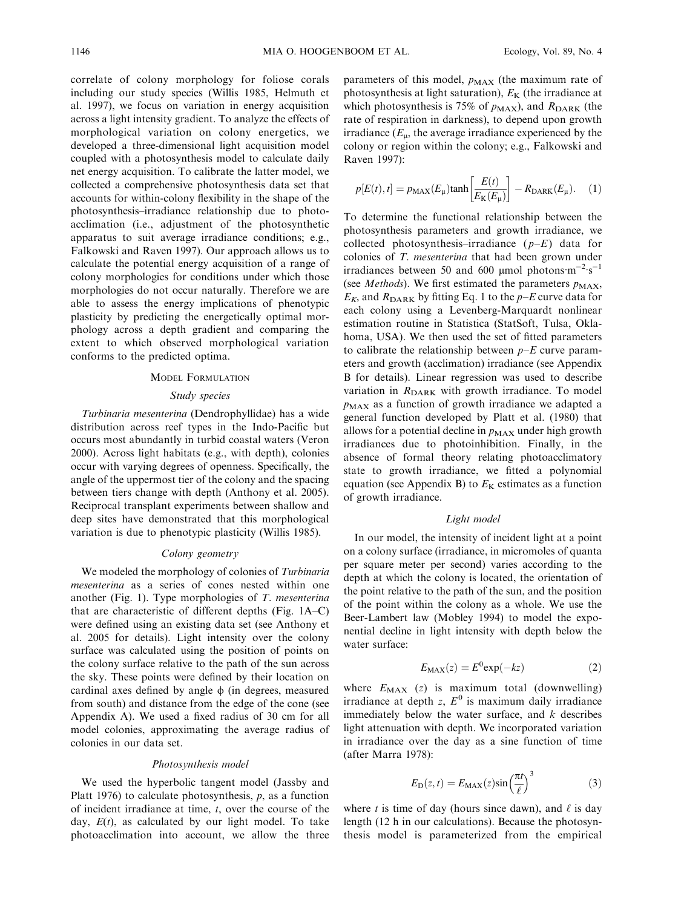correlate of colony morphology for foliose corals including our study species (Willis 1985, Helmuth et al. 1997), we focus on variation in energy acquisition across a light intensity gradient. To analyze the effects of morphological variation on colony energetics, we developed a three-dimensional light acquisition model coupled with a photosynthesis model to calculate daily net energy acquisition. To calibrate the latter model, we collected a comprehensive photosynthesis data set that accounts for within-colony flexibility in the shape of the photosynthesis–irradiance relationship due to photoacclimation (i.e., adjustment of the photosynthetic apparatus to suit average irradiance conditions; e.g., Falkowski and Raven 1997). Our approach allows us to calculate the potential energy acquisition of a range of colony morphologies for conditions under which those morphologies do not occur naturally. Therefore we are able to assess the energy implications of phenotypic plasticity by predicting the energetically optimal morphology across a depth gradient and comparing the extent to which observed morphological variation conforms to the predicted optima.

## Model Formulation

### Study species

*Turbinaria mesenterina* (Dendrophylliidae) has a wide distribution across reef types in the Indo-Pacific but occurs most abundantly in turbid coastal waters (Veron 2000). Across light habitats (e.g., with depth), colonies occur with varying degrees of openness. Specifically, the angle of the uppermost tier of the colony and the spacing between tiers change with depth (Anthony et al. 2005). Reciprocal transplant experiments between shallow and deep sites have demonstrated that this morphological variation is due to phenotypic plasticity (Willis 1985).

### Colony geometry

We modeled the morphology of colonies of *Turbinaria mesenterina* as a series of cones nested within one another (Fig. 1). Type morphologies of *T. mesenterina* that are characteristic of different depths (Fig. 1A–C) were defined using an existing data set (see Anthony et al. 2005 for details). Light intensity over the colony surface was calculated using the position of points on the colony surface relative to the path of the sun across the sky. These points were defined by their location on cardinal axes defined by angle $\phi$ (in degrees, measured from south) and distance from the edge of the cone (see Appendix A). We used a fixed radius of 30 cm for all model colonies, approximating the average radius of colonies in our data set.

### Photosynthesis model

We used the hyperbolic tangent model (Jassby and Platt 1976) to calculate photosynthesis, $p$, as a function of incident irradiance at time, $t$, over the course of the day, $E(t)$, as calculated by our light model. To take photoacclimation into account, we allow the three parameters of this model, $p_{\mathrm{MAX}}$ (the maximum rate of photosynthesis at light saturation), $E_{\mathrm{K}}$ (the irradiance at which photosynthesis is 75% of $p_{\mathrm{MAX}}$), and $R_{\mathrm{DARK}}$ (the rate of respiration in darkness), to depend upon growth irradiance ($E_{\mu}$, the average irradiance experienced by the colony or region within the colony; e.g., Falkowski and Raven 1997):

$$p[E(t), t] = p_{\mathrm{MAX}}(E_{\mu})\tanh\left[\frac{E(t)}{E_{\mathrm{K}}(E_{\mu})}\right] - R_{\mathrm{DARK}}(E_{\mu}). \quad (1)$$

To determine the functional relationship between the photosynthesis parameters and growth irradiance, we collected photosynthesis–irradiance ($p$–$E$) data for colonies of *T. mesenterina* that had been grown under irradiances between 50 and 600 μmol photons·m$^{-2}$·s$^{-1}$ (see *Methods*). We first estimated the parameters $p_{\mathrm{MAX}}$, $E_K$, and $R_{\mathrm{DARK}}$ by fitting Eq. 1 to the $p$–$E$ curve data for each colony using a Levenberg-Marquardt nonlinear estimation routine in Statistica (StatSoft, Tulsa, Oklahoma, USA). We then used the set of fitted parameters to calibrate the relationship between $p$–$E$ curve parameters and growth (acclimation) irradiance (see Appendix B for details). Linear regression was used to describe variation in $R_{\mathrm{DARK}}$ with growth irradiance. To model $p_{\mathrm{MAX}}$ as a function of growth irradiance we adapted a general function developed by Platt et al. (1980) that allows for a potential decline in $p_{\mathrm{MAX}}$ under high growth irradiances due to photoinhibition. Finally, in the absence of formal theory relating photoacclimatory state to growth irradiance, we fitted a polynomial equation (see Appendix B) to $E_{\mathrm{K}}$ estimates as a function of growth irradiance.

### Light model

In our model, the intensity of incident light at a point on a colony surface (irradiance, in micromoles of quanta per square meter per second) varies according to the depth at which the colony is located, the orientation of the point relative to the path of the sun, and the position of the point within the colony as a whole. We use the Beer-Lambert law (Mobley 1994) to model the exponential decline in light intensity with depth below the water surface:

$$E_{\mathrm{MAX}}(z) = E^{0}\exp(-kz) \quad (2)$$

where $E_{\mathrm{MAX}}$ ($z$) is maximum total (downwelling) irradiance at depth $z$, $E^0$ is maximum daily irradiance immediately below the water surface, and $k$ describes light attenuation with depth. We incorporated variation in irradiance over the day as a sine function of time (after Marra 1978):

$$E_{\mathrm{D}}(z, t) = E_{\mathrm{MAX}}(z)\sin\left(\frac{\pi t}{\ell}\right)^{3} \quad (3)$$

where $t$ is time of day (hours since dawn), and $\ell$ is day length (12 h in our calculations). Because the photosynthesis model is parameterized from the empirical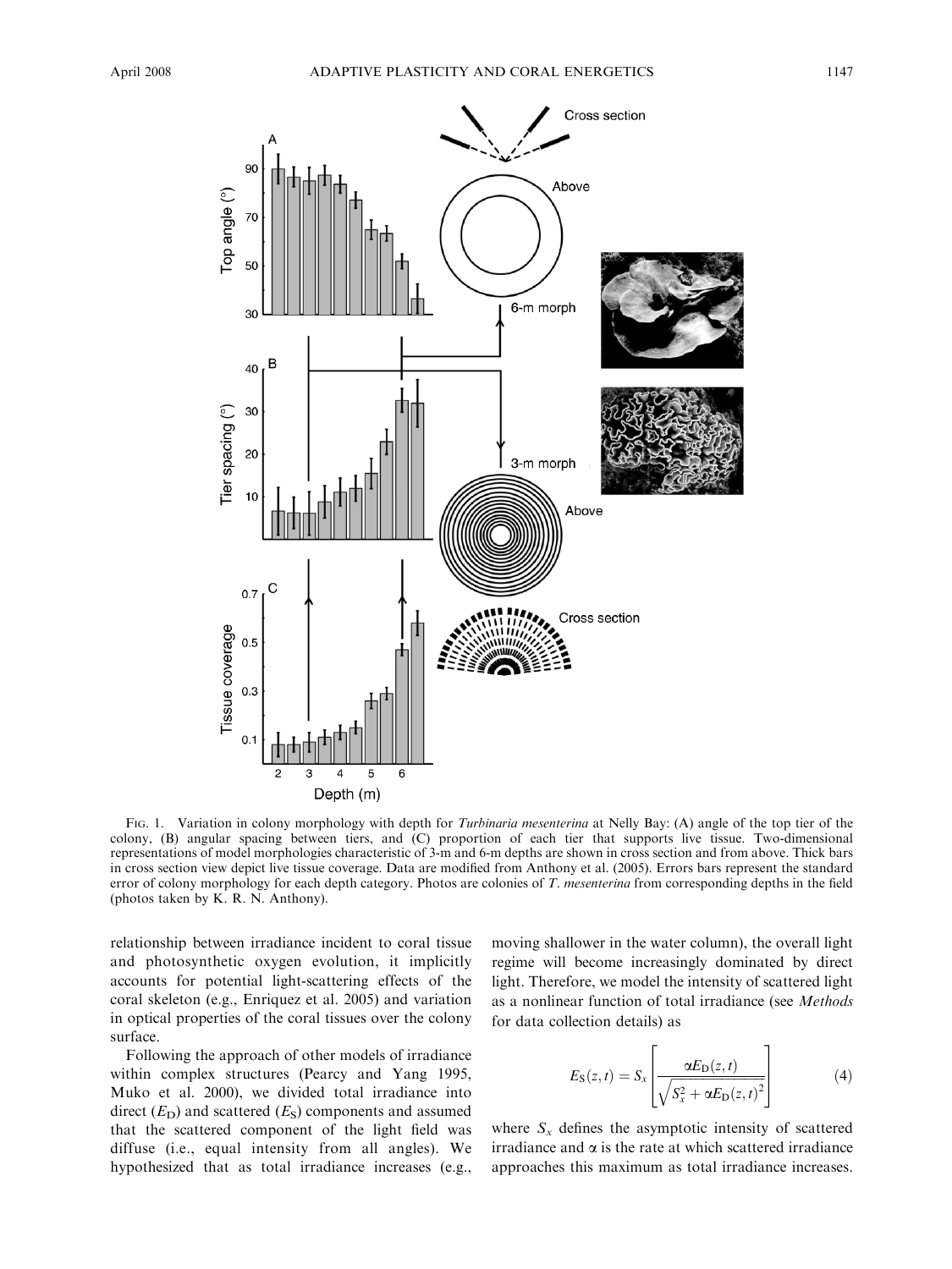FIG. 1. Variation in colony morphology with depth for *Turbinaria mesenterina* at Nelly Bay: (A) angle of the top tier of the colony, (B) angular spacing between tiers, and (C) proportion of each tier that supports live tissue. Two-dimensional representations of model morphologies characteristic of 3-m and 6-m depths are shown in cross section and from above. Thick bars in cross section view depict live tissue coverage. Data are modified from Anthony et al. (2005). Errors bars represent the standard error of colony morphology for each depth category. Photos are colonies of *T. mesenterina* from corresponding depths in the field (photos taken by K. R. N. Anthony).

relationship between irradiance incident to coral tissue and photosynthetic oxygen evolution, it implicitly accounts for potential light-scattering effects of the coral skeleton (e.g., Enriquez et al. 2005) and variation in optical properties of the coral tissues over the colony surface.

Following the approach of other models of irradiance within complex structures (Pearcy and Yang 1995, Muko et al. 2000), we divided total irradiance into direct ($E_D$) and scattered ($E_S$) components and assumed that the scattered component of the light field was diffuse (i.e., equal intensity from all angles). We hypothesized that as total irradiance increases (e.g., moving shallower in the water column), the overall light regime will become increasingly dominated by direct light. Therefore, we model the intensity of scattered light as a nonlinear function of total irradiance (see *Methods* for data collection details) as

$$E_S(z,t) = S_x \left[ \frac{\alpha E_D(z,t)}{\sqrt{S_x^2 + \alpha E_D(z,t)^2}} \right] \qquad (4)$$

where $S_x$ defines the asymptotic intensity of scattered irradiance and $\alpha$ is the rate at which scattered irradiance approaches this maximum as total irradiance increases.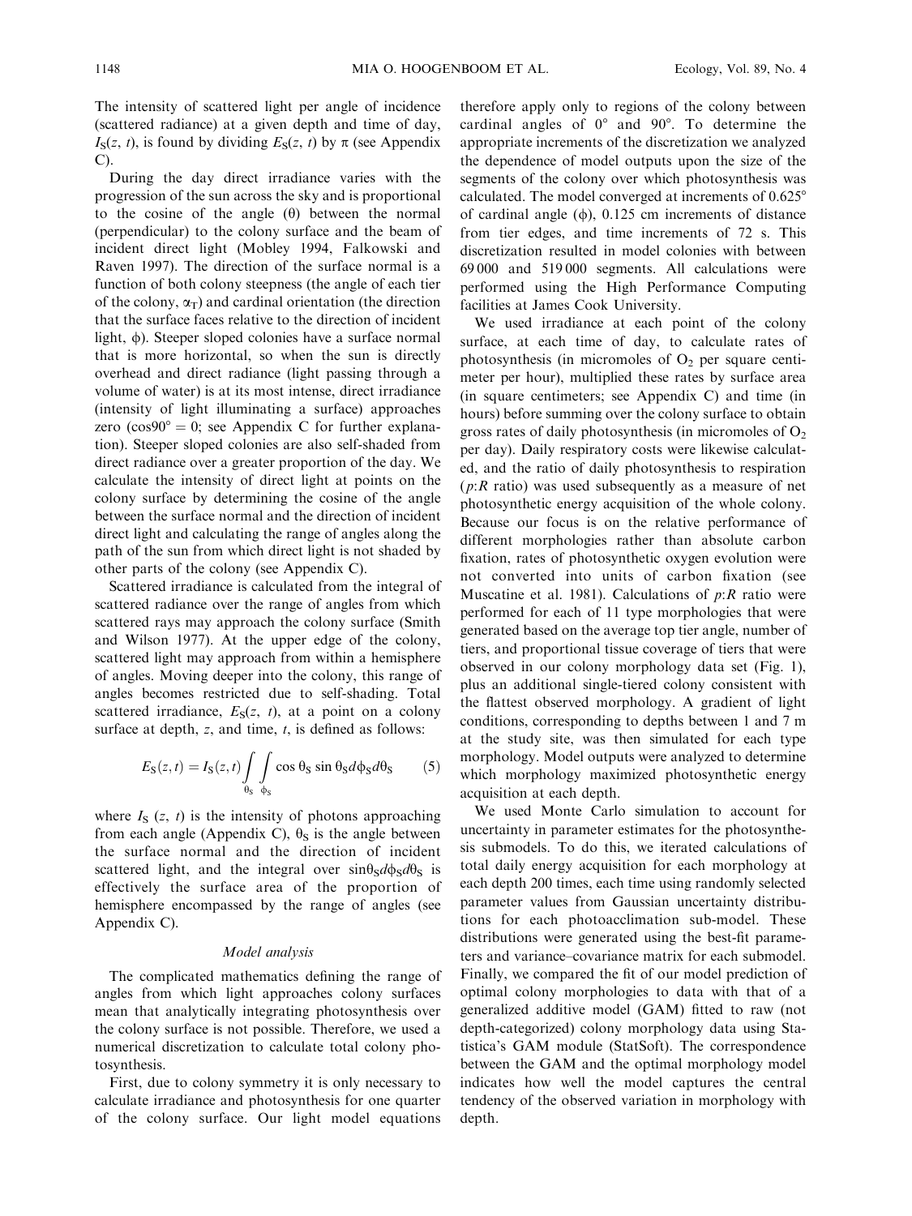The intensity of scattered light per angle of incidence (scattered radiance) at a given depth and time of day, $I_S(z, t)$, is found by dividing $E_S(z, t)$ by $\pi$ (see Appendix C).

During the day direct irradiance varies with the progression of the sun across the sky and is proportional to the cosine of the angle ($\theta$) between the normal (perpendicular) to the colony surface and the beam of incident direct light (Mobley 1994, Falkowski and Raven 1997). The direction of the surface normal is a function of both colony steepness (the angle of each tier of the colony, $\alpha_T$) and cardinal orientation (the direction that the surface faces relative to the direction of incident light, $\phi$). Steeper sloped colonies have a surface normal that is more horizontal, so when the sun is directly overhead and direct radiance (light passing through a volume of water) is at its most intense, direct irradiance (intensity of light illuminating a surface) approaches zero ($\cos 90° = 0$; see Appendix C for further explanation). Steeper sloped colonies are also self-shaded from direct radiance over a greater proportion of the day. We calculate the intensity of direct light at points on the colony surface by determining the cosine of the angle between the surface normal and the direction of incident direct light and calculating the range of angles along the path of the sun from which direct light is not shaded by other parts of the colony (see Appendix C).

Scattered irradiance is calculated from the integral of scattered radiance over the range of angles from which scattered rays may approach the colony surface (Smith and Wilson 1977). At the upper edge of the colony, scattered light may approach from within a hemisphere of angles. Moving deeper into the colony, this range of angles becomes restricted due to self-shading. Total scattered irradiance, $E_S(z, t)$, at a point on a colony surface at depth, $z$, and time, $t$, is defined as follows:

$$E_S(z,t) = I_S(z,t) \int_{\theta_S} \int_{\phi_S} \cos\theta_S \sin\theta_S d\phi_S d\theta_S \tag{5}$$

where $I_S(z, t)$ is the intensity of photons approaching from each angle (Appendix C), $\theta_S$ is the angle between the surface normal and the direction of incident scattered light, and the integral over $\sin\theta_S d\phi_S d\theta_S$ is effectively the surface area of the proportion of hemisphere encompassed by the range of angles (see Appendix C).

### *Model analysis*

The complicated mathematics defining the range of angles from which light approaches colony surfaces mean that analytically integrating photosynthesis over the colony surface is not possible. Therefore, we used a numerical discretization to calculate total colony photosynthesis.

First, due to colony symmetry it is only necessary to calculate irradiance and photosynthesis for one quarter of the colony surface. Our light model equations therefore apply only to regions of the colony between cardinal angles of 0° and 90°. To determine the appropriate increments of the discretization we analyzed the dependence of model outputs upon the size of the segments of the colony over which photosynthesis was calculated. The model converged at increments of 0.625° of cardinal angle ($\phi$), 0.125 cm increments of distance from tier edges, and time increments of 72 s. This discretization resulted in model colonies with between 69 000 and 519 000 segments. All calculations were performed using the High Performance Computing facilities at James Cook University.

We used irradiance at each point of the colony surface, at each time of day, to calculate rates of photosynthesis (in micromoles of $O_2$ per square centimeter per hour), multiplied these rates by surface area (in square centimeters; see Appendix C) and time (in hours) before summing over the colony surface to obtain gross rates of daily photosynthesis (in micromoles of $O_2$ per day). Daily respiratory costs were likewise calculated, and the ratio of daily photosynthesis to respiration ($p$:$R$ ratio) was used subsequently as a measure of net photosynthetic energy acquisition of the whole colony. Because our focus is on the relative performance of different morphologies rather than absolute carbon fixation, rates of photosynthetic oxygen evolution were not converted into units of carbon fixation (see Muscatine et al. 1981). Calculations of $p$:$R$ ratio were performed for each of 11 type morphologies that were generated based on the average top tier angle, number of tiers, and proportional tissue coverage of tiers that were observed in our colony morphology data set (Fig. 1), plus an additional single-tiered colony consistent with the flattest observed morphology. A gradient of light conditions, corresponding to depths between 1 and 7 m at the study site, was then simulated for each type morphology. Model outputs were analyzed to determine which morphology maximized photosynthetic energy acquisition at each depth.

We used Monte Carlo simulation to account for uncertainty in parameter estimates for the photosynthesis submodels. To do this, we iterated calculations of total daily energy acquisition for each morphology at each depth 200 times, each time using randomly selected parameter values from Gaussian uncertainty distributions for each photoacclimation sub-model. These distributions were generated using the best-fit parameters and variance–covariance matrix for each submodel. Finally, we compared the fit of our model prediction of optimal colony morphologies to data with that of a generalized additive model (GAM) fitted to raw (not depth-categorized) colony morphology data using Statistica's GAM module (StatSoft). The correspondence between the GAM and the optimal morphology model indicates how well the model captures the central tendency of the observed variation in morphology with depth.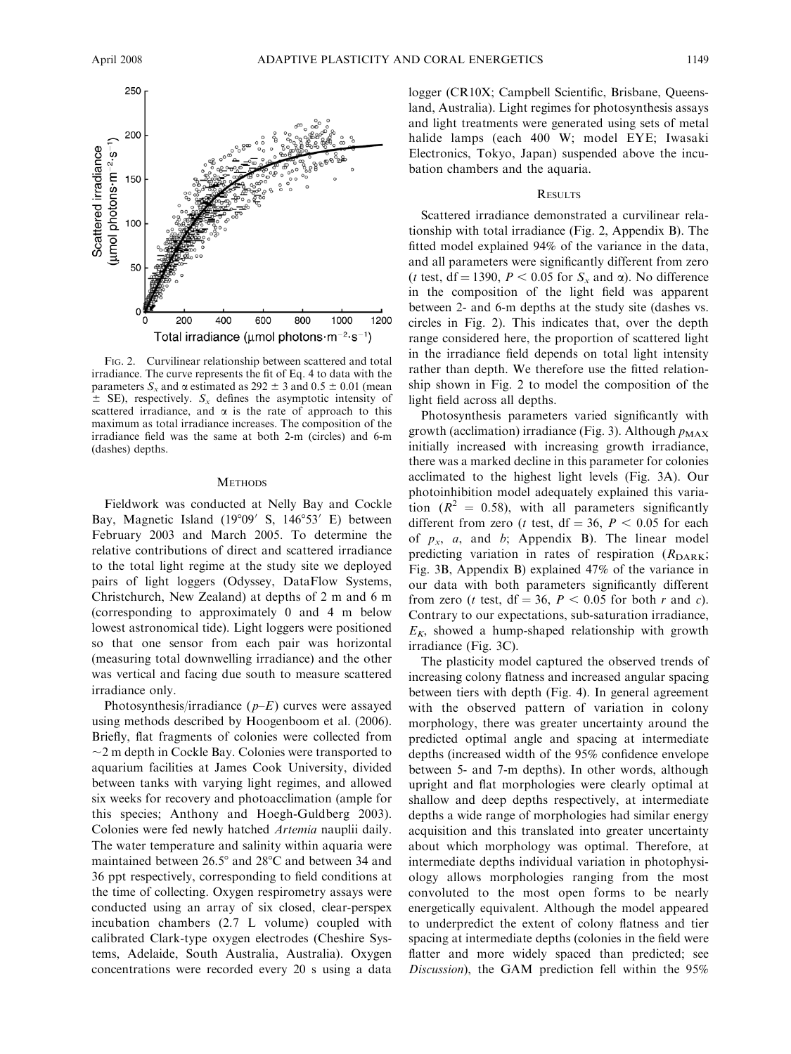FIG. 2. Curvilinear relationship between scattered and total irradiance. The curve represents the fit of Eq. 4 to data with the parameters $S_x$ and $\alpha$ estimated as $292 \pm 3$ and $0.5 \pm 0.01$ (mean $\pm$ SE), respectively. $S_x$ defines the asymptotic intensity of scattered irradiance, and $\alpha$ is the rate of approach to this maximum as total irradiance increases. The composition of the irradiance field was the same at both 2-m (circles) and 6-m (dashes) depths.

## METHODS

Fieldwork was conducted at Nelly Bay and Cockle Bay, Magnetic Island (19°09′ S, 146°53′ E) between February 2003 and March 2005. To determine the relative contributions of direct and scattered irradiance to the total light regime at the study site we deployed pairs of light loggers (Odyssey, DataFlow Systems, Christchurch, New Zealand) at depths of 2 m and 6 m (corresponding to approximately 0 and 4 m below lowest astronomical tide). Light loggers were positioned so that one sensor from each pair was horizontal (measuring total downwelling irradiance) and the other was vertical and facing due south to measure scattered irradiance only.

Photosynthesis/irradiance ($p$–$E$) curves were assayed using methods described by Hoogenboom et al. (2006). Briefly, flat fragments of colonies were collected from ~2 m depth in Cockle Bay. Colonies were transported to aquarium facilities at James Cook University, divided between tanks with varying light regimes, and allowed six weeks for recovery and photoacclimation (ample for this species; Anthony and Hoegh-Guldberg 2003). Colonies were fed newly hatched *Artemia* nauplii daily. The water temperature and salinity within aquaria were maintained between 26.5° and 28°C and between 34 and 36 ppt respectively, corresponding to field conditions at the time of collecting. Oxygen respirometry assays were conducted using an array of six closed, clear-perspex incubation chambers (2.7 L volume) coupled with calibrated Clark-type oxygen electrodes (Cheshire Systems, Adelaide, South Australia, Australia). Oxygen concentrations were recorded every 20 s using a data logger (CR10X; Campbell Scientific, Brisbane, Queensland, Australia). Light regimes for photosynthesis assays and light treatments were generated using sets of metal halide lamps (each 400 W; model EYE; Iwasaki Electronics, Tokyo, Japan) suspended above the incubation chambers and the aquaria.

## RESULTS

Scattered irradiance demonstrated a curvilinear relationship with total irradiance (Fig. 2, Appendix B). The fitted model explained 94% of the variance in the data, and all parameters were significantly different from zero ($t$ test, df = 1390, $P < 0.05$ for $S_x$ and $\alpha$). No difference in the composition of the light field was apparent between 2- and 6-m depths at the study site (dashes vs. circles in Fig. 2). This indicates that, over the depth range considered here, the proportion of scattered light in the irradiance field depends on total light intensity rather than depth. We therefore use the fitted relationship shown in Fig. 2 to model the composition of the light field across all depths.

Photosynthesis parameters varied significantly with growth (acclimation) irradiance (Fig. 3). Although $p_{MAX}$ initially increased with increasing growth irradiance, there was a marked decline in this parameter for colonies acclimated to the highest light levels (Fig. 3A). Our photoinhibition model adequately explained this variation ($R^2 = 0.58$), with all parameters significantly different from zero ($t$ test, df = 36, $P < 0.05$ for each of $p_x$, $a$, and $b$; Appendix B). The linear model predicting variation in rates of respiration ($R_{DARK}$; Fig. 3B, Appendix B) explained 47% of the variance in our data with both parameters significantly different from zero ($t$ test, df = 36, $P < 0.05$ for both $r$ and $c$). Contrary to our expectations, sub-saturation irradiance, $E_K$, showed a hump-shaped relationship with growth irradiance (Fig. 3C).

The plasticity model captured the observed trends of increasing colony flatness and increased angular spacing between tiers with depth (Fig. 4). In general agreement with the observed pattern of variation in colony morphology, there was greater uncertainty around the predicted optimal angle and spacing at intermediate depths (increased width of the 95% confidence envelope between 5- and 7-m depths). In other words, although upright and flat morphologies were clearly optimal at shallow and deep depths respectively, at intermediate depths a wide range of morphologies had similar energy acquisition and this translated into greater uncertainty about which morphology was optimal. Therefore, at intermediate depths individual variation in photophysiology allows morphologies ranging from the most convoluted to the most open forms to be nearly energetically equivalent. Although the model appeared to underpredict the extent of colony flatness and tier spacing at intermediate depths (colonies in the field were flatter and more widely spaced than predicted; see *Discussion*), the GAM prediction fell within the 95%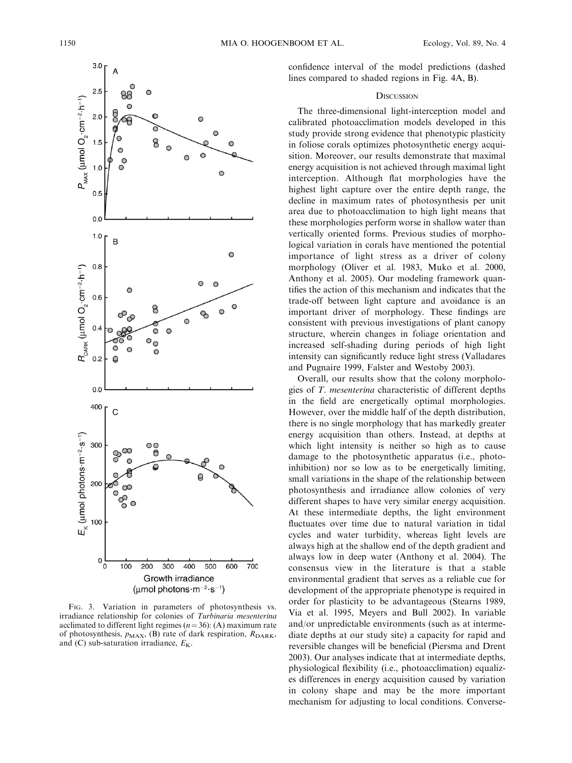FIG. 3. Variation in parameters of photosynthesis vs. irradiance relationship for colonies of *Turbinaria mesenterina* acclimated to different light regimes ($n = 36$): (A) maximum rate of photosynthesis, $p_{MAX}$, (B) rate of dark respiration, $R_{DARK}$, and (C) sub-saturation irradiance, $E_K$.

confidence interval of the model predictions (dashed lines compared to shaded regions in Fig. 4A, B).

## DISCUSSION

The three-dimensional light-interception model and calibrated photoacclimation models developed in this study provide strong evidence that phenotypic plasticity in foliose corals optimizes photosynthetic energy acquisition. Moreover, our results demonstrate that maximal energy acquisition is not achieved through maximal light interception. Although flat morphologies have the highest light capture over the entire depth range, the decline in maximum rates of photosynthesis per unit area due to photoacclimation to high light means that these morphologies perform worse in shallow water than vertically oriented forms. Previous studies of morphological variation in corals have mentioned the potential importance of light stress as a driver of colony morphology (Oliver et al. 1983, Muko et al. 2000, Anthony et al. 2005). Our modeling framework quantifies the action of this mechanism and indicates that the trade-off between light capture and avoidance is an important driver of morphology. These findings are consistent with previous investigations of plant canopy structure, wherein changes in foliage orientation and increased self-shading during periods of high light intensity can significantly reduce light stress (Valladares and Pugnaire 1999, Falster and Westoby 2003).

Overall, our results show that the colony morphologies of *T. mesenterina* characteristic of different depths in the field are energetically optimal morphologies. However, over the middle half of the depth distribution, there is no single morphology that has markedly greater energy acquisition than others. Instead, at depths at which light intensity is neither so high as to cause damage to the photosynthetic apparatus (i.e., photoinhibition) nor so low as to be energetically limiting, small variations in the shape of the relationship between photosynthesis and irradiance allow colonies of very different shapes to have very similar energy acquisition. At these intermediate depths, the light environment fluctuates over time due to natural variation in tidal cycles and water turbidity, whereas light levels are always high at the shallow end of the depth gradient and always low in deep water (Anthony et al. 2004). The consensus view in the literature is that a stable environmental gradient that serves as a reliable cue for development of the appropriate phenotype is required in order for plasticity to be advantageous (Stearns 1989, Via et al. 1995, Meyers and Bull 2002). In variable and/or unpredictable environments (such as at intermediate depths at our study site) a capacity for rapid and reversible changes will be beneficial (Piersma and Drent 2003). Our analyses indicate that at intermediate depths, physiological flexibility (i.e., photoacclimation) equalizes differences in energy acquisition caused by variation in colony shape and may be the more important mechanism for adjusting to local conditions. Converse-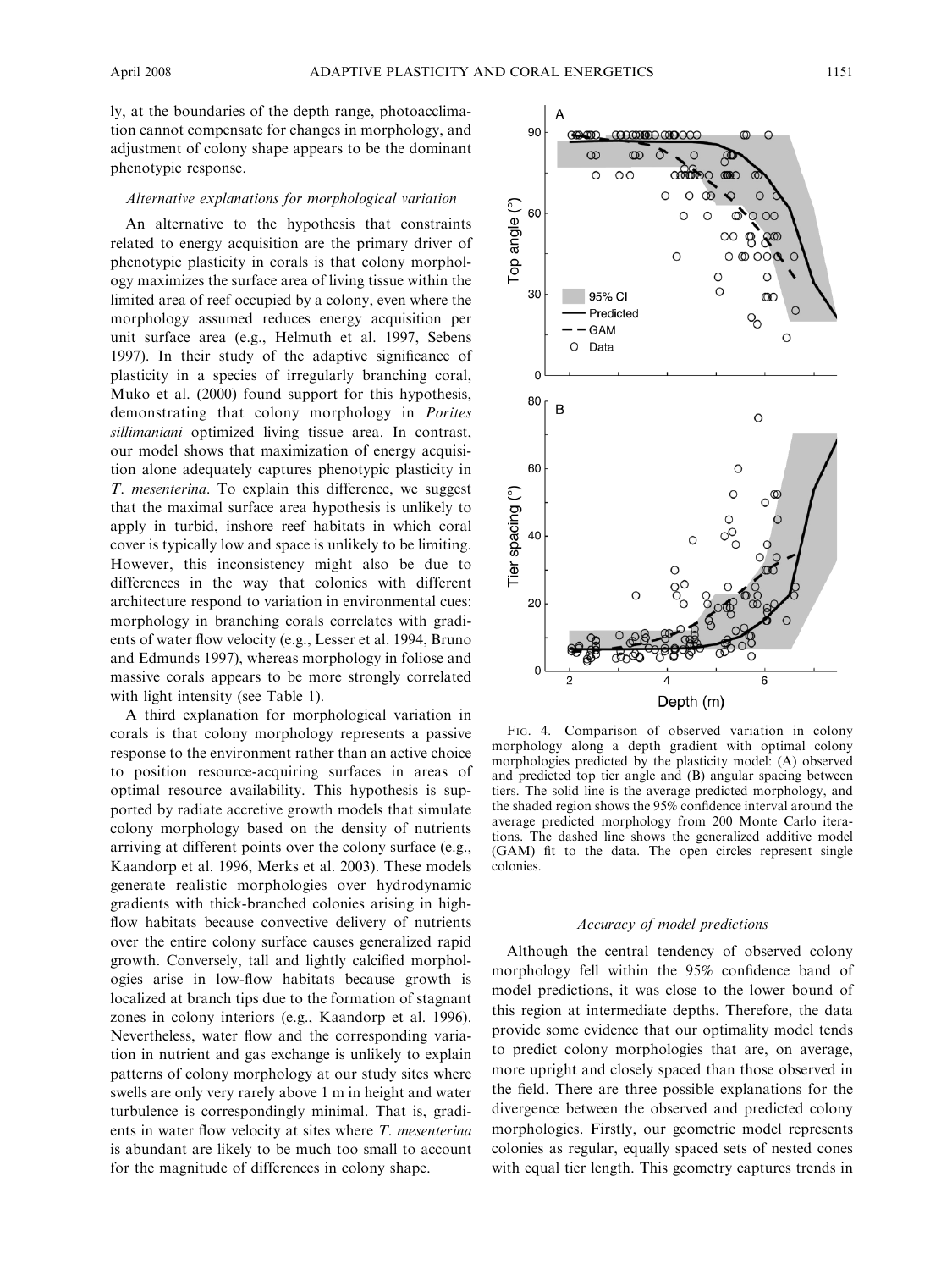ly, at the boundaries of the depth range, photoacclimation cannot compensate for changes in morphology, and adjustment of colony shape appears to be the dominant phenotypic response.

### *Alternative explanations for morphological variation*

An alternative to the hypothesis that constraints related to energy acquisition are the primary driver of phenotypic plasticity in corals is that colony morphology maximizes the surface area of living tissue within the limited area of reef occupied by a colony, even where the morphology assumed reduces energy acquisition per unit surface area (e.g., Helmuth et al. 1997, Sebens 1997). In their study of the adaptive significance of plasticity in a species of irregularly branching coral, Muko et al. (2000) found support for this hypothesis, demonstrating that colony morphology in *Porites sillimaniani* optimized living tissue area. In contrast, our model shows that maximization of energy acquisition alone adequately captures phenotypic plasticity in *T. mesenterina*. To explain this difference, we suggest that the maximal surface area hypothesis is unlikely to apply in turbid, inshore reef habitats in which coral cover is typically low and space is unlikely to be limiting. However, this inconsistency might also be due to differences in the way that colonies with different architecture respond to variation in environmental cues: morphology in branching corals correlates with gradients of water flow velocity (e.g., Lesser et al. 1994, Bruno and Edmunds 1997), whereas morphology in foliose and massive corals appears to be more strongly correlated with light intensity (see Table 1).

A third explanation for morphological variation in corals is that colony morphology represents a passive response to the environment rather than an active choice to position resource-acquiring surfaces in areas of optimal resource availability. This hypothesis is supported by radiate accretive growth models that simulate colony morphology based on the density of nutrients arriving at different points over the colony surface (e.g., Kaandorp et al. 1996, Merks et al. 2003). These models generate realistic morphologies over hydrodynamic gradients with thick-branched colonies arising in high-flow habitats because convective delivery of nutrients over the entire colony surface causes generalized rapid growth. Conversely, tall and lightly calcified morphologies arise in low-flow habitats because growth is localized at branch tips due to the formation of stagnant zones in colony interiors (e.g., Kaandorp et al. 1996). Nevertheless, water flow and the corresponding variation in nutrient and gas exchange is unlikely to explain patterns of colony morphology at our study sites where swells are only very rarely above 1 m in height and water turbulence is correspondingly minimal. That is, gradients in water flow velocity at sites where *T. mesenterina* is abundant are likely to be much too small to account for the magnitude of differences in colony shape.

FIG. 4. Comparison of observed variation in colony morphology along a depth gradient with optimal colony morphologies predicted by the plasticity model: (A) observed and predicted top tier angle and (B) angular spacing between tiers. The solid line is the average predicted morphology, and the shaded region shows the 95% confidence interval around the average predicted morphology from 200 Monte Carlo iterations. The dashed line shows the generalized additive model (GAM) fit to the data. The open circles represent single colonies.

### *Accuracy of model predictions*

Although the central tendency of observed colony morphology fell within the 95% confidence band of model predictions, it was close to the lower bound of this region at intermediate depths. Therefore, the data provide some evidence that our optimality model tends to predict colony morphologies that are, on average, more upright and closely spaced than those observed in the field. There are three possible explanations for the divergence between the observed and predicted colony morphologies. Firstly, our geometric model represents colonies as regular, equally spaced sets of nested cones with equal tier length. This geometry captures trends in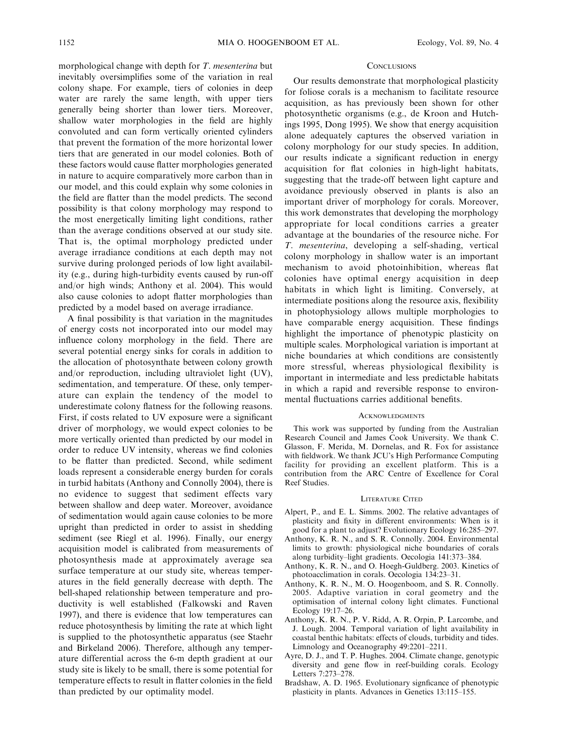morphological change with depth for *T. mesenterina* but inevitably oversimplifies some of the variation in real colony shape. For example, tiers of colonies in deep water are rarely the same length, with upper tiers generally being shorter than lower tiers. Moreover, shallow water morphologies in the field are highly convoluted and can form vertically oriented cylinders that prevent the formation of the more horizontal lower tiers that are generated in our model colonies. Both of these factors would cause flatter morphologies generated in nature to acquire comparatively more carbon than in our model, and this could explain why some colonies in the field are flatter than the model predicts. The second possibility is that colony morphology may respond to the most energetically limiting light conditions, rather than the average conditions observed at our study site. That is, the optimal morphology predicted under average irradiance conditions at each depth may not survive during prolonged periods of low light availability (e.g., during high-turbidity events caused by run-off and/or high winds; Anthony et al. 2004). This would also cause colonies to adopt flatter morphologies than predicted by a model based on average irradiance.

A final possibility is that variation in the magnitudes of energy costs not incorporated into our model may influence colony morphology in the field. There are several potential energy sinks for corals in addition to the allocation of photosynthate between colony growth and/or reproduction, including ultraviolet light (UV), sedimentation, and temperature. Of these, only temperature can explain the tendency of the model to underestimate colony flatness for the following reasons. First, if costs related to UV exposure were a significant driver of morphology, we would expect colonies to be more vertically oriented than predicted by our model in order to reduce UV intensity, whereas we find colonies to be flatter than predicted. Second, while sediment loads represent a considerable energy burden for corals in turbid habitats (Anthony and Connolly 2004), there is no evidence to suggest that sediment effects vary between shallow and deep water. Moreover, avoidance of sedimentation would again cause colonies to be more upright than predicted in order to assist in shedding sediment (see Riegl et al. 1996). Finally, our energy acquisition model is calibrated from measurements of photosynthesis made at approximately average sea surface temperature at our study site, whereas temperatures in the field generally decrease with depth. The bell-shaped relationship between temperature and productivity is well established (Falkowski and Raven 1997), and there is evidence that low temperatures can reduce photosynthesis by limiting the rate at which light is supplied to the photosynthetic apparatus (see Staehr and Birkeland 2006). Therefore, although any temperature differential across the 6-m depth gradient at our study site is likely to be small, there is some potential for temperature effects to result in flatter colonies in the field than predicted by our optimality model.

## Conclusions

Our results demonstrate that morphological plasticity for foliose corals is a mechanism to facilitate resource acquisition, as has previously been shown for other photosynthetic organisms (e.g., de Kroon and Hutchings 1995, Dong 1995). We show that energy acquisition alone adequately captures the observed variation in colony morphology for our study species. In addition, our results indicate a significant reduction in energy acquisition for flat colonies in high-light habitats, suggesting that the trade-off between light capture and avoidance previously observed in plants is also an important driver of morphology for corals. Moreover, this work demonstrates that developing the morphology appropriate for local conditions carries a greater advantage at the boundaries of the resource niche. For *T. mesenterina*, developing a self-shading, vertical colony morphology in shallow water is an important mechanism to avoid photoinhibition, whereas flat colonies have optimal energy acquisition in deep habitats in which light is limiting. Conversely, at intermediate positions along the resource axis, flexibility in photophysiology allows multiple morphologies to have comparable energy acquisition. These findings highlight the importance of phenotypic plasticity on multiple scales. Morphological variation is important at niche boundaries at which conditions are consistently more stressful, whereas physiological flexibility is important in intermediate and less predictable habitats in which a rapid and reversible response to environmental fluctuations carries additional benefits.

## Acknowledgments

This work was supported by funding from the Australian Research Council and James Cook University. We thank C. Glasson, F. Merida, M. Dornelas, and R. Fox for assistance with fieldwork. We thank JCU's High Performance Computing facility for providing an excellent platform. This is a contribution from the ARC Centre of Excellence for Coral Reef Studies.

## Literature Cited

Alpert, P., and E. L. Simms. 2002. The relative advantages of plasticity and fixity in different environments: When is it good for a plant to adjust? Evolutionary Ecology 16:285–297.

Anthony, K. R. N., and S. R. Connolly. 2004. Environmental limits to growth: physiological niche boundaries of corals along turbidity–light gradients. Oecologia 141:373–384.

Anthony, K. R. N., and O. Hoegh-Guldberg. 2003. Kinetics of photoacclimation in corals. Oecologia 134:23–31.

Anthony, K. R. N., M. O. Hoogenboom, and S. R. Connolly. 2005. Adaptive variation in coral geometry and the optimisation of internal colony light climates. Functional Ecology 19:17–26.

Anthony, K. R. N., P. V. Ridd, A. R. Orpin, P. Larcombe, and J. Lough. 2004. Temporal variation of light availability in coastal benthic habitats: effects of clouds, turbidity and tides. Limnology and Oceanography 49:2201–2211.

Ayre, D. J., and T. P. Hughes. 2004. Climate change, genotypic diversity and gene flow in reef-building corals. Ecology Letters 7:273–278.

Bradshaw, A. D. 1965. Evolutionary signficance of phenotypic plasticity in plants. Advances in Genetics 13:115–155.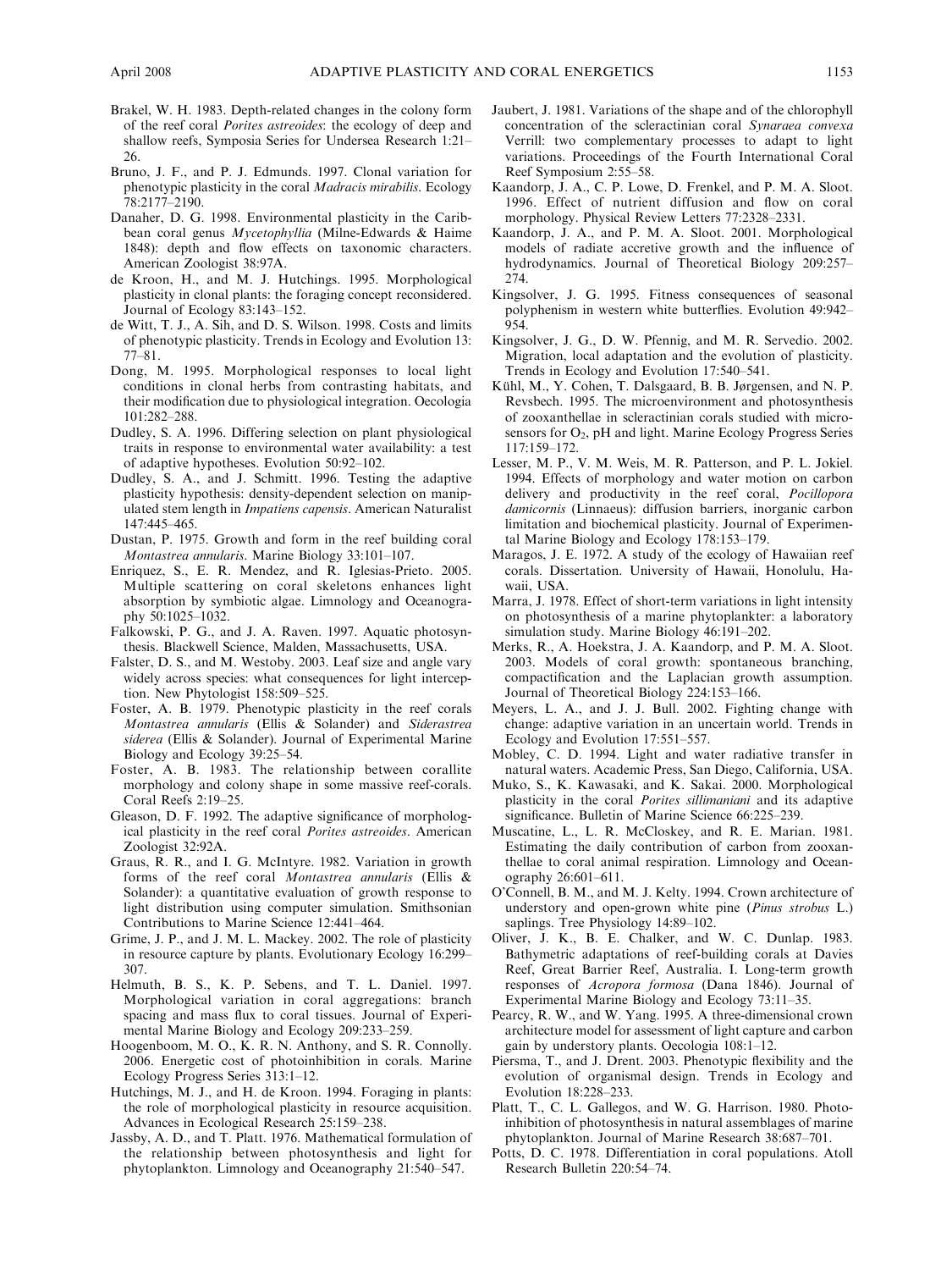Brakel, W. H. 1983. Depth-related changes in the colony form of the reef coral *Porites astreoides*: the ecology of deep and shallow reefs, Symposia Series for Undersea Research 1:21–26.

Bruno, J. F., and P. J. Edmunds. 1997. Clonal variation for phenotypic plasticity in the coral *Madracis mirabilis*. Ecology 78:2177–2190.

Danaher, D. G. 1998. Environmental plasticity in the Caribbean coral genus *Mycetophyllia* (Milne-Edwards & Haime 1848): depth and flow effects on taxonomic characters. American Zoologist 38:97A.

de Kroon, H., and M. J. Hutchings. 1995. Morphological plasticity in clonal plants: the foraging concept reconsidered. Journal of Ecology 83:143–152.

de Witt, T. J., A. Sih, and D. S. Wilson. 1998. Costs and limits of phenotypic plasticity. Trends in Ecology and Evolution 13: 77–81.

Dong, M. 1995. Morphological responses to local light conditions in clonal herbs from contrasting habitats, and their modification due to physiological integration. Oecologia 101:282–288.

Dudley, S. A. 1996. Differing selection on plant physiological traits in response to environmental water availability: a test of adaptive hypotheses. Evolution 50:92–102.

Dudley, S. A., and J. Schmitt. 1996. Testing the adaptive plasticity hypothesis: density-dependent selection on manipulated stem length in *Impatiens capensis*. American Naturalist 147:445–465.

Dustan, P. 1975. Growth and form in the reef building coral *Montastrea annularis*. Marine Biology 33:101–107.

Enriquez, S., E. R. Mendez, and R. Iglesias-Prieto. 2005. Multiple scattering on coral skeletons enhances light absorption by symbiotic algae. Limnology and Oceanography 50:1025–1032.

Falkowski, P. G., and J. A. Raven. 1997. Aquatic photosynthesis. Blackwell Science, Malden, Massachusetts, USA.

Falster, D. S., and M. Westoby. 2003. Leaf size and angle vary widely across species: what consequences for light interception. New Phytologist 158:509–525.

Foster, A. B. 1979. Phenotypic plasticity in the reef corals *Montastrea annularis* (Ellis & Solander) and *Siderastrea siderea* (Ellis & Solander). Journal of Experimental Marine Biology and Ecology 39:25–54.

Foster, A. B. 1983. The relationship between corallite morphology and colony shape in some massive reef-corals. Coral Reefs 2:19–25.

Gleason, D. F. 1992. The adaptive significance of morphological plasticity in the reef coral *Porites astreoides*. American Zoologist 32:92A.

Graus, R. R., and I. G. McIntyre. 1982. Variation in growth forms of the reef coral *Montastrea annularis* (Ellis & Solander): a quantitative evaluation of growth response to light distribution using computer simulation. Smithsonian Contributions to Marine Science 12:441–464.

Grime, J. P., and J. M. L. Mackey. 2002. The role of plasticity in resource capture by plants. Evolutionary Ecology 16:299–307.

Helmuth, B. S., K. P. Sebens, and T. L. Daniel. 1997. Morphological variation in coral aggregations: branch spacing and mass flux to coral tissues. Journal of Experimental Marine Biology and Ecology 209:233–259.

Hoogenboom, M. O., K. R. N. Anthony, and S. R. Connolly. 2006. Energetic cost of photoinhibition in corals. Marine Ecology Progress Series 313:1–12.

Hutchings, M. J., and H. de Kroon. 1994. Foraging in plants: the role of morphological plasticity in resource acquisition. Advances in Ecological Research 25:159–238.

Jassby, A. D., and T. Platt. 1976. Mathematical formulation of the relationship between photosynthesis and light for phytoplankton. Limnology and Oceanography 21:540–547.

Jaubert, J. 1981. Variations of the shape and of the chlorophyll concentration of the scleractinian coral *Synaraea convexa* Verrill: two complementary processes to adapt to light variations. Proceedings of the Fourth International Coral Reef Symposium 2:55–58.

Kaandorp, J. A., C. P. Lowe, D. Frenkel, and P. M. A. Sloot. 1996. Effect of nutrient diffusion and flow on coral morphology. Physical Review Letters 77:2328–2331.

Kaandorp, J. A., and P. M. A. Sloot. 2001. Morphological models of radiate accretive growth and the influence of hydrodynamics. Journal of Theoretical Biology 209:257–274.

Kingsolver, J. G. 1995. Fitness consequences of seasonal polyphenism in western white butterflies. Evolution 49:942–954.

Kingsolver, J. G., D. W. Pfennig, and M. R. Servedio. 2002. Migration, local adaptation and the evolution of plasticity. Trends in Ecology and Evolution 17:540–541.

Kühl, M., Y. Cohen, T. Dalsgaard, B. B. Jørgensen, and N. P. Revsbech. 1995. The microenvironment and photosynthesis of zooxanthellae in scleractinian corals studied with microsensors for $O_2$, pH and light. Marine Ecology Progress Series 117:159–172.

Lesser, M. P., V. M. Weis, M. R. Patterson, and P. L. Jokiel. 1994. Effects of morphology and water motion on carbon delivery and productivity in the reef coral, *Pocillopora damicornis* (Linnaeus): diffusion barriers, inorganic carbon limitation and biochemical plasticity. Journal of Experimental Marine Biology and Ecology 178:153–179.

Maragos, J. E. 1972. A study of the ecology of Hawaiian reef corals. Dissertation. University of Hawaii, Honolulu, Hawaii, USA.

Marra, J. 1978. Effect of short-term variations in light intensity on photosynthesis of a marine phytoplankter: a laboratory simulation study. Marine Biology 46:191–202.

Merks, R., A. Hoekstra, J. A. Kaandorp, and P. M. A. Sloot. 2003. Models of coral growth: spontaneous branching, compactification and the Laplacian growth assumption. Journal of Theoretical Biology 224:153–166.

Meyers, L. A., and J. J. Bull. 2002. Fighting change with change: adaptive variation in an uncertain world. Trends in Ecology and Evolution 17:551–557.

Mobley, C. D. 1994. Light and water radiative transfer in natural waters. Academic Press, San Diego, California, USA.

Muko, S., K. Kawasaki, and K. Sakai. 2000. Morphological plasticity in the coral *Porites sillimaniani* and its adaptive significance. Bulletin of Marine Science 66:225–239.

Muscatine, L., L. R. McCloskey, and R. E. Marian. 1981. Estimating the daily contribution of carbon from zooxanthellae to coral animal respiration. Limnology and Oceanography 26:601–611.

O'Connell, B. M., and M. J. Kelty. 1994. Crown architecture of understory and open-grown white pine (*Pinus strobus* L.) saplings. Tree Physiology 14:89–102.

Oliver, J. K., B. E. Chalker, and W. C. Dunlap. 1983. Bathymetric adaptations of reef-building corals at Davies Reef, Great Barrier Reef, Australia. I. Long-term growth responses of *Acropora formosa* (Dana 1846). Journal of Experimental Marine Biology and Ecology 73:11–35.

Pearcy, R. W., and W. Yang. 1995. A three-dimensional crown architecture model for assessment of light capture and carbon gain by understory plants. Oecologia 108:1–12.

Piersma, T., and J. Drent. 2003. Phenotypic flexibility and the evolution of organismal design. Trends in Ecology and Evolution 18:228–233.

Platt, T., C. L. Gallegos, and W. G. Harrison. 1980. Photoinhibition of photosynthesis in natural assemblages of marine phytoplankton. Journal of Marine Research 38:687–701.

Potts, D. C. 1978. Differentiation in coral populations. Atoll Research Bulletin 220:54–74.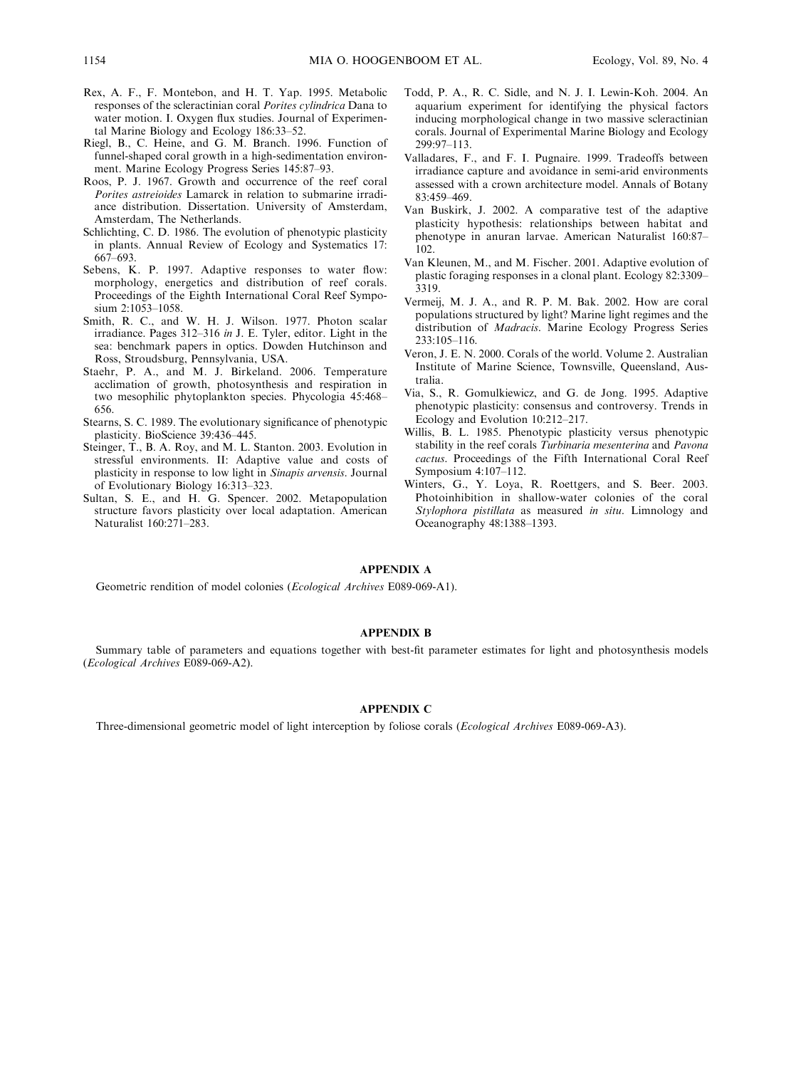Rex, A. F., F. Montebon, and H. T. Yap. 1995. Metabolic responses of the scleractinian coral *Porites cylindrica* Dana to water motion. I. Oxygen flux studies. Journal of Experimental Marine Biology and Ecology 186:33–52.

Riegl, B., C. Heine, and G. M. Branch. 1996. Function of funnel-shaped coral growth in a high-sedimentation environment. Marine Ecology Progress Series 145:87–93.

Roos, P. J. 1967. Growth and occurrence of the reef coral *Porites astreioides* Lamarck in relation to submarine irradiance distribution. Dissertation. University of Amsterdam, Amsterdam, The Netherlands.

Schlichting, C. D. 1986. The evolution of phenotypic plasticity in plants. Annual Review of Ecology and Systematics 17: 667–693.

Sebens, K. P. 1997. Adaptive responses to water flow: morphology, energetics and distribution of reef corals. Proceedings of the Eighth International Coral Reef Symposium 2:1053–1058.

Smith, R. C., and W. H. J. Wilson. 1977. Photon scalar irradiance. Pages 312–316 *in* J. E. Tyler, editor. Light in the sea: benchmark papers in optics. Dowden Hutchinson and Ross, Stroudsburg, Pennsylvania, USA.

Staehr, P. A., and M. J. Birkeland. 2006. Temperature acclimation of growth, photosynthesis and respiration in two mesophilic phytoplankton species. Phycologia 45:468–656.

Stearns, S. C. 1989. The evolutionary significance of phenotypic plasticity. BioScience 39:436–445.

Steinger, T., B. A. Roy, and M. L. Stanton. 2003. Evolution in stressful environments. II: Adaptive value and costs of plasticity in response to low light in *Sinapis arvensis*. Journal of Evolutionary Biology 16:313–323.

Sultan, S. E., and H. G. Spencer. 2002. Metapopulation structure favors plasticity over local adaptation. American Naturalist 160:271–283.

Todd, P. A., R. C. Sidle, and N. J. I. Lewin-Koh. 2004. An aquarium experiment for identifying the physical factors inducing morphological change in two massive scleractinian corals. Journal of Experimental Marine Biology and Ecology 299:97–113.

Valladares, F., and F. I. Pugnaire. 1999. Tradeoffs between irradiance capture and avoidance in semi-arid environments assessed with a crown architecture model. Annals of Botany 83:459–469.

Van Buskirk, J. 2002. A comparative test of the adaptive plasticity hypothesis: relationships between habitat and phenotype in anuran larvae. American Naturalist 160:87–102.

Van Kleunen, M., and M. Fischer. 2001. Adaptive evolution of plastic foraging responses in a clonal plant. Ecology 82:3309–3319.

Vermeij, M. J. A., and R. P. M. Bak. 2002. How are coral populations structured by light? Marine light regimes and the distribution of *Madracis*. Marine Ecology Progress Series 233:105–116.

Veron, J. E. N. 2000. Corals of the world. Volume 2. Australian Institute of Marine Science, Townsville, Queensland, Australia.

Via, S., R. Gomulkiewicz, and G. de Jong. 1995. Adaptive phenotypic plasticity: consensus and controversy. Trends in Ecology and Evolution 10:212–217.

Willis, B. L. 1985. Phenotypic plasticity versus phenotypic stability in the reef corals *Turbinaria mesenterina* and *Pavona cactus*. Proceedings of the Fifth International Coral Reef Symposium 4:107–112.

Winters, G., Y. Loya, R. Roettgers, and S. Beer. 2003. Photoinhibition in shallow-water colonies of the coral *Stylophora pistillata* as measured *in situ*. Limnology and Oceanography 48:1388–1393.

## APPENDIX A

Geometric rendition of model colonies (*Ecological Archives* E089-069-A1).

## APPENDIX B

Summary table of parameters and equations together with best-fit parameter estimates for light and photosynthesis models (*Ecological Archives* E089-069-A2).

## APPENDIX C

Three-dimensional geometric model of light interception by foliose corals (*Ecological Archives* E089-069-A3).